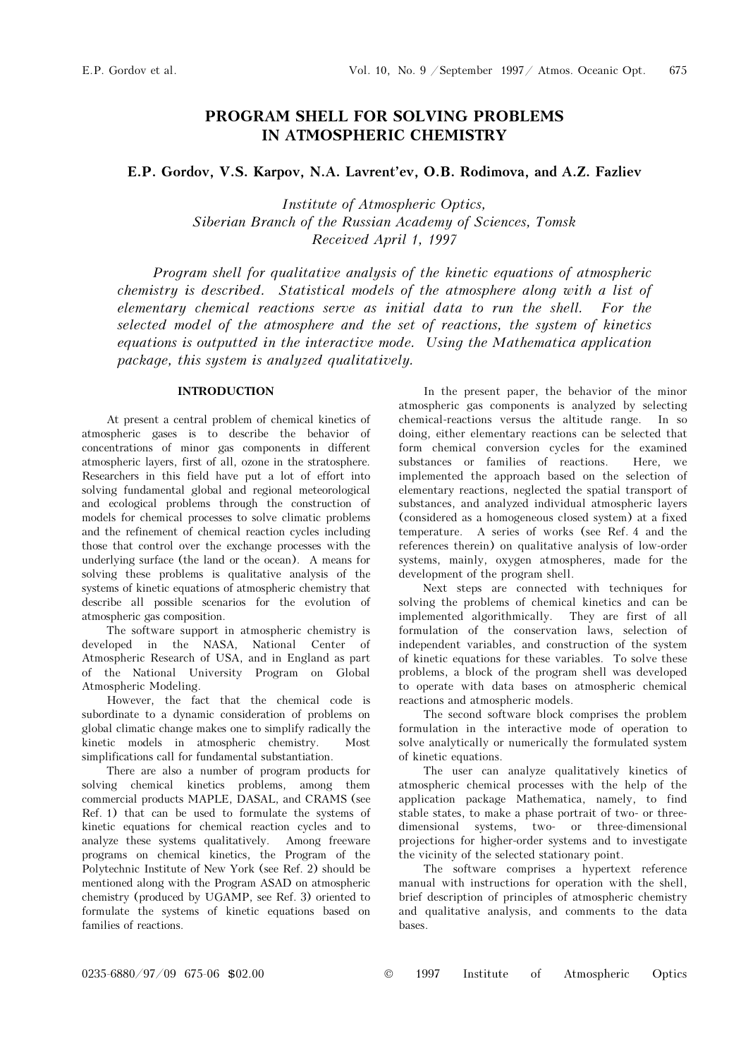# PROGRAM SHELL FOR SOLVING PROBLEMS IN ATMOSPHERIC CHEMISTRY

**E.P. Gordov, V.S. Karpov, N.A. Lavrent'ev, O.B. Rodimova, and A.Z. Fazliev**

*Institute of Atmospheric Optics, Siberian Branch of the Russian Academy of Sciences, Tomsk*
*Received April 1, 1997*

*Program shell for qualitative analysis of the kinetic equations of atmospheric chemistry is described. Statistical models of the atmosphere along with a list of elementary chemical reactions serve as initial data to run the shell. For the selected model of the atmosphere and the set of reactions, the system of kinetics equations is outputted in the interactive mode. Using the Mathematica application package, this system is analyzed qualitatively.*

## INTRODUCTION

At present a central problem of chemical kinetics of atmospheric gases is to describe the behavior of concentrations of minor gas components in different atmospheric layers, first of all, ozone in the stratosphere. Researchers in this field have put a lot of effort into solving fundamental global and regional meteorological and ecological problems through the construction of models for chemical processes to solve climatic problems and the refinement of chemical reaction cycles including those that control over the exchange processes with the underlying surface (the land or the ocean). A means for solving these problems is qualitative analysis of the systems of kinetic equations of atmospheric chemistry that describe all possible scenarios for the evolution of atmospheric gas composition.

The software support in atmospheric chemistry is developed in the NASA, National Center of Atmospheric Research of USA, and in England as part of the National University Program on Global Atmospheric Modeling.

However, the fact that the chemical code is subordinate to a dynamic consideration of problems on global climatic change makes one to simplify radically the kinetic models in atmospheric chemistry. Most simplifications call for fundamental substantiation.

There are also a number of program products for solving chemical kinetics problems, among them commercial products MAPLE, DASAL, and CRAMS (see Ref. 1) that can be used to formulate the systems of kinetic equations for chemical reaction cycles and to analyze these systems qualitatively. Among freeware programs on chemical kinetics, the Program of the Polytechnic Institute of New York (see Ref. 2) should be mentioned along with the Program ASAD on atmospheric chemistry (produced by UGAMP, see Ref. 3) oriented to formulate the systems of kinetic equations based on families of reactions.

In the present paper, the behavior of the minor atmospheric gas components is analyzed by selecting chemical-reactions versus the altitude range. In so doing, either elementary reactions can be selected that form chemical conversion cycles for the examined substances or families of reactions. Here, we implemented the approach based on the selection of elementary reactions, neglected the spatial transport of substances, and analyzed individual atmospheric layers (considered as a homogeneous closed system) at a fixed temperature. A series of works (see Ref. 4 and the references therein) on qualitative analysis of low-order systems, mainly, oxygen atmospheres, made for the development of the program shell.

Next steps are connected with techniques for solving the problems of chemical kinetics and can be implemented algorithmically. They are first of all formulation of the conservation laws, selection of independent variables, and construction of the system of kinetic equations for these variables. To solve these problems, a block of the program shell was developed to operate with data bases on atmospheric chemical reactions and atmospheric models.

The second software block comprises the problem formulation in the interactive mode of operation to solve analytically or numerically the formulated system of kinetic equations.

The user can analyze qualitatively kinetics of atmospheric chemical processes with the help of the application package Mathematica, namely, to find stable states, to make a phase portrait of two- or three-dimensional systems, two- or three-dimensional projections for higher-order systems and to investigate the vicinity of the selected stationary point.

The software comprises a hypertext reference manual with instructions for operation with the shell, brief description of principles of atmospheric chemistry and qualitative analysis, and comments to the data bases.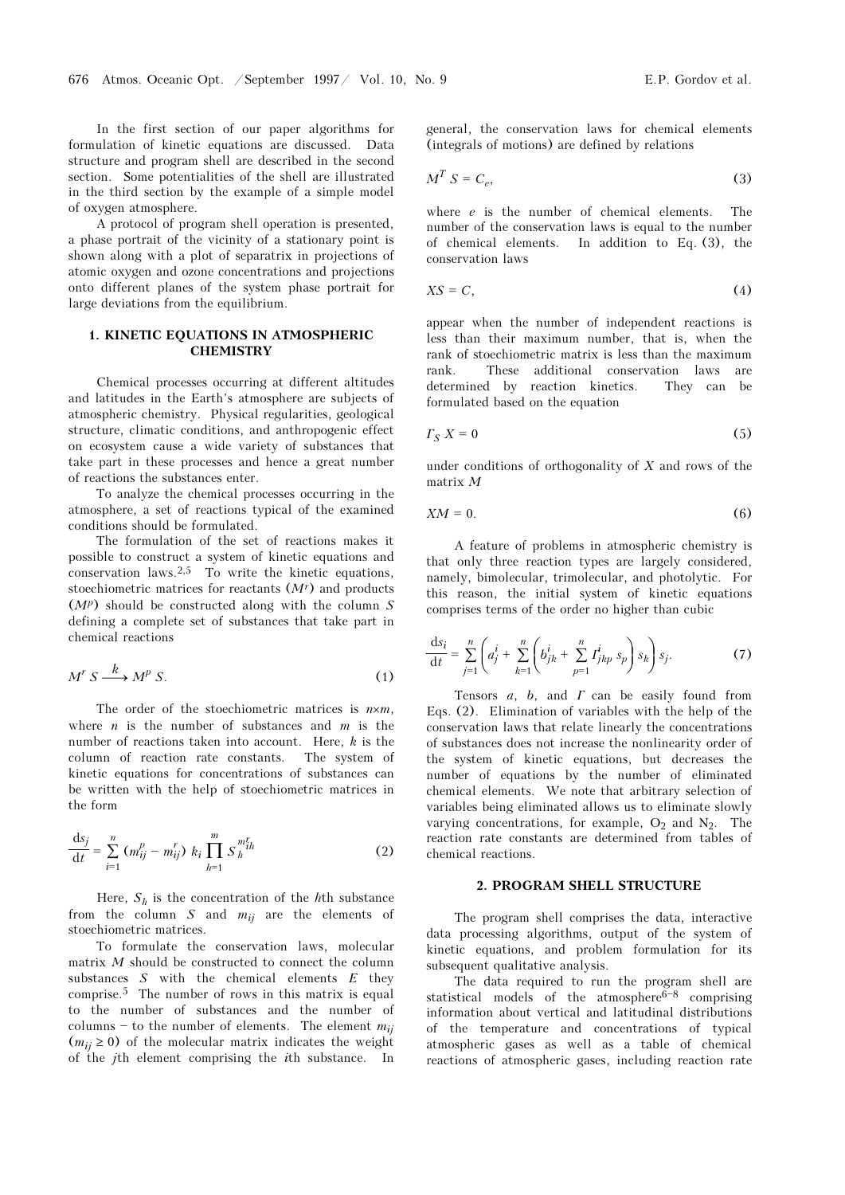In the first section of our paper algorithms for formulation of kinetic equations are discussed. Data structure and program shell are described in the second section. Some potentialities of the shell are illustrated in the third section by the example of a simple model of oxygen atmosphere.

A protocol of program shell operation is presented, a phase portrait of the vicinity of a stationary point is shown along with a plot of separatrix in projections of atomic oxygen and ozone concentrations and projections onto different planes of the system phase portrait for large deviations from the equilibrium.

## 1. KINETIC EQUATIONS IN ATMOSPHERIC CHEMISTRY

Chemical processes occurring at different altitudes and latitudes in the Earth's atmosphere are subjects of atmospheric chemistry. Physical regularities, geological structure, climatic conditions, and anthropogenic effect on ecosystem cause a wide variety of substances that take part in these processes and hence a great number of reactions the substances enter.

To analyze the chemical processes occurring in the atmosphere, a set of reactions typical of the examined conditions should be formulated.

The formulation of the set of reactions makes it possible to construct a system of kinetic equations and conservation laws.[2,3] To write the kinetic equations, stoechiometric matrices for reactants ($M^r$) and products ($M^p$) should be constructed along with the column $S$ defining a complete set of substances that take part in chemical reactions

$$M^r\, S \xrightarrow{k} M^p\, S. \tag{1}$$

The order of the stoechiometric matrices is $n{\times}m$, where $n$ is the number of substances and $m$ is the number of reactions taken into account. Here, $k$ is the column of reaction rate constants. The system of kinetic equations for concentrations of substances can be written with the help of stoechiometric matrices in the form

$$\frac{\mathrm{d}s_j}{\mathrm{d}t} = \sum_{i=1}^{n} (m_{ij}^p - m_{ij}^r)\, k_i \prod_{h=1}^{m} S_h^{m_{ih}^r} \tag{2}$$

Here, $S_h$ is the concentration of the $h$th substance from the column $S$ and $m_{ij}$ are the elements of stoechiometric matrices.

To formulate the conservation laws, molecular matrix $M$ should be constructed to connect the column substances $S$ with the chemical elements $E$ they comprise.[5] The number of rows in this matrix is equal to the number of substances and the number of columns – to the number of elements. The element $m_{ij}$ ($m_{ij} \ge 0$) of the molecular matrix indicates the weight of the $j$th element comprising the $i$th substance. In general, the conservation laws for chemical elements (integrals of motions) are defined by relations

$$M^T\, S = C_e, \tag{3}$$

where $e$ is the number of chemical elements. The number of the conservation laws is equal to the number of chemical elements. In addition to Eq. (3), the conservation laws

$$XS = C, \tag{4}$$

appear when the number of independent reactions is less than their maximum number, that is, when the rank of stoechiometric matrix is less than the maximum rank. These additional conservation laws are determined by reaction kinetics. They can be formulated based on the equation

$$\Gamma_S\, X = 0 \tag{5}$$

under conditions of orthogonality of $X$ and rows of the matrix $M$

$$XM = 0. \tag{6}$$

A feature of problems in atmospheric chemistry is that only three reaction types are largely considered, namely, bimolecular, trimolecular, and photolytic. For this reason, the initial system of kinetic equations comprises terms of the order no higher than cubic

$$\frac{\mathrm{d}s_i}{\mathrm{d}t} = \sum_{j=1}^{n} \left( a_j^i + \sum_{k=1}^{n} \left( b_{jk}^i + \sum_{p=1}^{n} \Gamma_{jkp}^i\, s_p \right) s_k \right) s_j. \tag{7}$$

Tensors $a$, $b$, and $\Gamma$ can be easily found from Eqs. (2). Elimination of variables with the help of the conservation laws that relate linearly the concentrations of substances does not increase the nonlinearity order of the system of kinetic equations, but decreases the number of equations by the number of eliminated chemical elements. We note that arbitrary selection of variables being eliminated allows us to eliminate slowly varying concentrations, for example, $O_2$ and $N_2$. The reaction rate constants are determined from tables of chemical reactions.

## 2. PROGRAM SHELL STRUCTURE

The program shell comprises the data, interactive data processing algorithms, output of the system of kinetic equations, and problem formulation for its subsequent qualitative analysis.

The data required to run the program shell are statistical models of the atmosphere[6–8] comprising information about vertical and latitudinal distributions of the temperature and concentrations of typical atmospheric gases as well as a table of chemical reactions of atmospheric gases, including reaction rate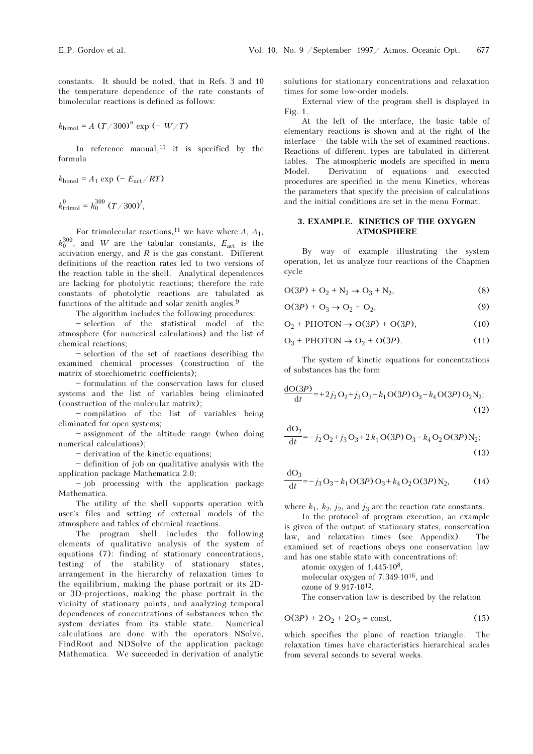constants. It should be noted, that in Refs. 3 and 10 the temperature dependence of the rate constants of bimolecular reactions is defined as follows:

$$k_{\text{bimol}} = A\ (T/300)^n \exp\ (-\ W/T)$$

In reference manual,[11] it is specified by the formula

$$k_{\text{bimol}} = A_1 \exp\ (-\ E_{\text{act}}/RT)$$

$$k^0_{\text{trimol}} = k_0^{300}\ (T/300)^l,$$

For trimolecular reactions,[11] we have where $A$, $A_1$, $k_0^{300}$, and $W$ are the tabular constants, $E_{\text{act}}$ is the activation energy, and $R$ is the gas constant. Different definitions of the reaction rates led to two versions of the reaction table in the shell. Analytical dependences are lacking for photolytic reactions; therefore the rate constants of photolytic reactions are tabulated as functions of the altitude and solar zenith angles.[9]

The algorithm includes the following procedures:

– selection of the statistical model of the atmosphere (for numerical calculations) and the list of chemical reactions;

– selection of the set of reactions describing the examined chemical processes (construction of the matrix of stoechiometric coefficients);

– formulation of the conservation laws for closed systems and the list of variables being eliminated (construction of the molecular matrix);

– compilation of the list of variables being eliminated for open systems;

– assignment of the altitude range (when doing numerical calculations);

– derivation of the kinetic equations;

– definition of job on qualitative analysis with the application package Mathematica 2.0;

– job processing with the application package Mathematica.

The utility of the shell supports operation with user's files and setting of external models of the atmosphere and tables of chemical reactions.

The program shell includes the following elements of qualitative analysis of the system of equations (7): finding of stationary concentrations, testing of the stability of stationary states, arrangement in the hierarchy of relaxation times to the equilibrium, making the phase portrait or its 2D- or 3D-projections, making the phase portrait in the vicinity of stationary points, and analyzing temporal dependences of concentrations of substances when the system deviates from its stable state. Numerical calculations are done with the operators NSolve, FindRoot and NDSolve of the application package Mathematica. We succeeded in derivation of analytic solutions for stationary concentrations and relaxation times for some low-order models.

External view of the program shell is displayed in Fig. 1.

At the left of the interface, the basic table of elementary reactions is shown and at the right of the interface – the table with the set of examined reactions. Reactions of different types are tabulated in different tables. The atmospheric models are specified in menu Model. Derivation of equations and executed procedures are specified in the menu Kinetics, whereas the parameters that specify the precision of calculations and the initial conditions are set in the menu Format.

## 3. EXAMPLE. KINETICS OF THE OXYGEN ATMOSPHERE

By way of example illustrating the system operation, let us analyze four reactions of the Chapmen cycle

$$O(3P) + O_2 + N_2 \rightarrow O_3 + N_2, \tag{8}$$

$$O(3P) + O_3 \rightarrow O_2 + O_2, \tag{9}$$

$$O_2 + \text{PHOTON} \rightarrow O(3P) + O(3P), \tag{10}$$

$$O_3 + \text{PHOTON} \rightarrow O_2 + O(3P). \tag{11}$$

The system of kinetic equations for concentrations of substances has the form

$$\frac{dO(3P)}{dt} = +2j_2 O_2 + j_3 O_3 - k_1 O(3P)\, O_3 - k_4 O(3P)\, O_2 N_2; \tag{12}$$

$$\frac{dO_2}{dt} = -j_2 O_2 + j_3 O_3 + 2k_1 O(3P)\, O_3 - k_4 O_2\, O(3P)\, N_2; \tag{13}$$

$$\frac{dO_3}{dt} = -j_3 O_3 - k_1 O(3P)\, O_3 + k_4 O_2\, O(3P)\, N_2, \tag{14}$$

where $k_1$, $k_2$, $j_2$, and $j_3$ are the reaction rate constants.

In the protocol of program execution, an example is given of the output of stationary states, conservation law, and relaxation times (see Appendix). The examined set of reactions obeys one conservation law and has one stable state with concentrations of:

atomic oxygen of $1.445 \cdot 10^8$,

molecular oxygen of $7.349 \cdot 10^{16}$, and

ozone of $9.917 \cdot 10^{12}$.

The conservation law is described by the relation

$$O(3P) + 2O_2 + 2O_3 = \text{const}, \tag{15}$$

which specifies the plane of reaction triangle. The relaxation times have characteristics hierarchical scales from several seconds to several weeks.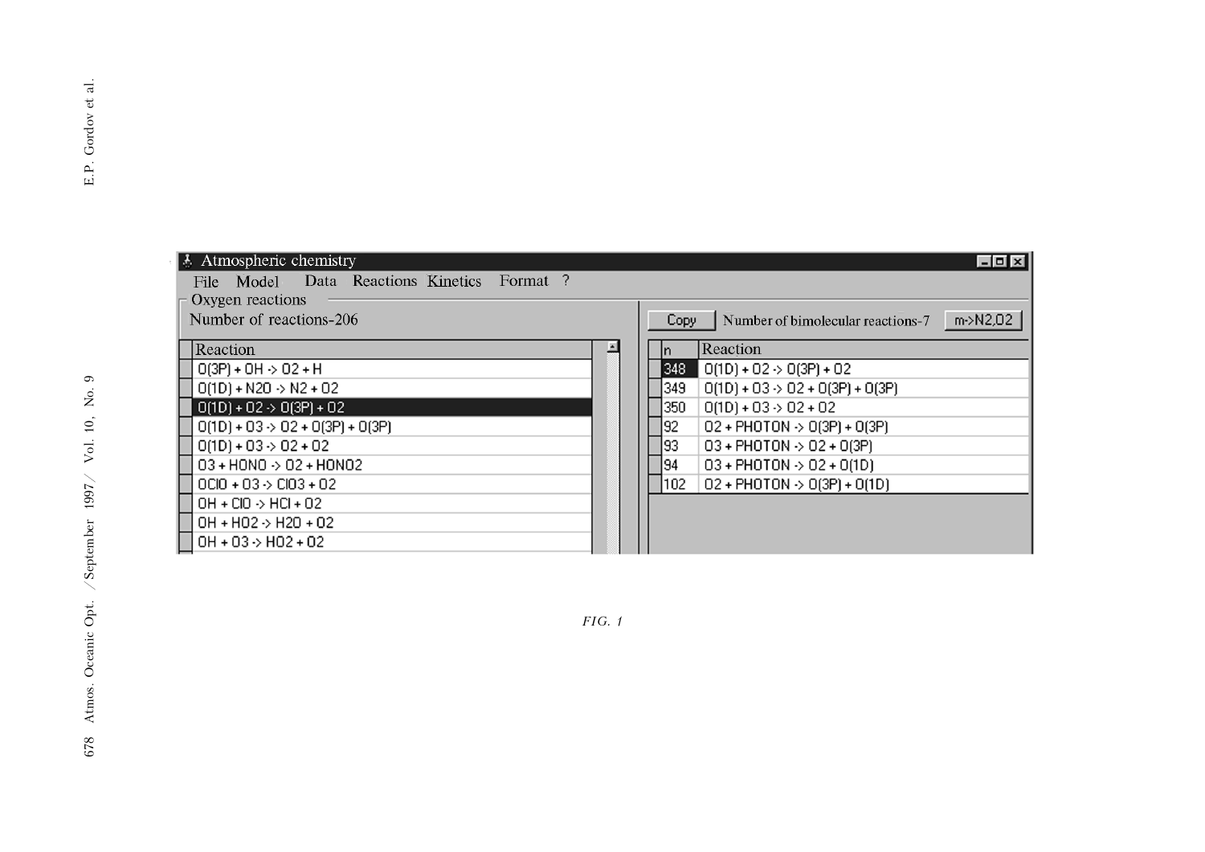Atmospheric chemistry

File Model Data Reactions Kinetics Format ?

Oxygen reactions

Number of reactions-206

| Reaction |
|---|
| O(3P) + OH -> O2 + H |
| O(1D) + N2O -> N2 + O2 |
| O(1D) + O2 -> O(3P) + O2 |
| O(1D) + O3 -> O2 + O(3P) + O(3P) |
| O(1D) + O3 -> O2 + O2 |
| O3 + HONO -> O2 + HONO2 |
| OClO + O3 -> ClO3 + O2 |
| OH + ClO -> HCl + O2 |
| OH + HO2 -> H2O + O2 |
| OH + O3 -> HO2 + O2 |

Copy Number of bimolecular reactions-7 m->N2,O2

| n | Reaction |
|---|---|
| 348 | O(1D) + O2 -> O(3P) + O2 |
| 349 | O(1D) + O3 -> O2 + O(3P) + O(3P) |
| 350 | O(1D) + O3 -> O2 + O2 |
| 92 | O2 + PHOTON -> O(3P) + O(3P) |
| 93 | O3 + PHOTON -> O2 + O(3P) |
| 94 | O3 + PHOTON -> O2 + O(1D) |
| 102 | O2 + PHOTON -> O(3P) + O(1D) |

*FIG. 1*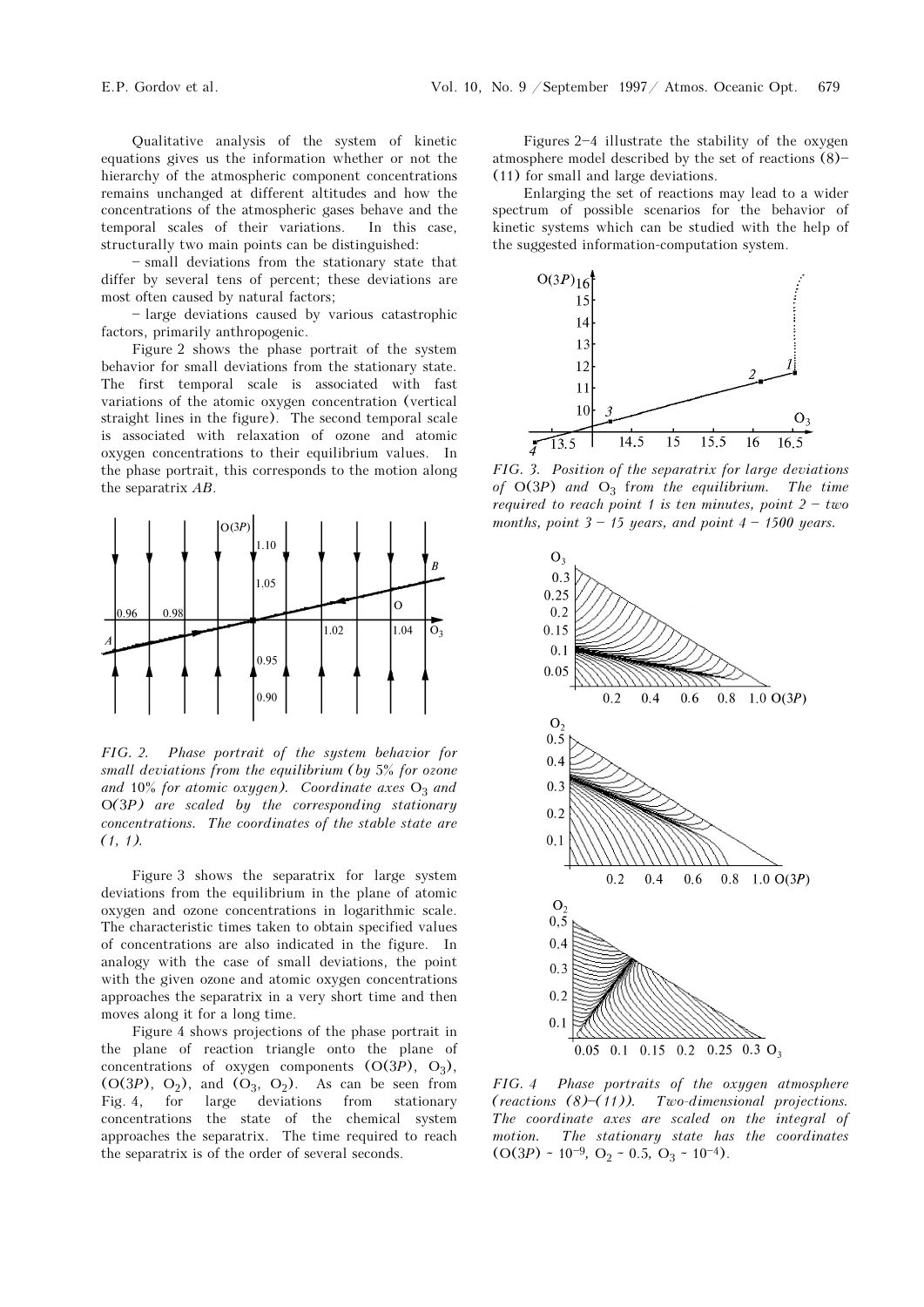Qualitative analysis of the system of kinetic equations gives us the information whether or not the hierarchy of the atmospheric component concentrations remains unchanged at different altitudes and how the concentrations of the atmospheric gases behave and the temporal scales of their variations. In this case, structurally two main points can be distinguished:

– small deviations from the stationary state that differ by several tens of percent; these deviations are most often caused by natural factors;

– large deviations caused by various catastrophic factors, primarily anthropogenic.

Figure 2 shows the phase portrait of the system behavior for small deviations from the stationary state. The first temporal scale is associated with fast variations of the atomic oxygen concentration (vertical straight lines in the figure). The second temporal scale is associated with relaxation of ozone and atomic oxygen concentrations to their equilibrium values. In the phase portrait, this corresponds to the motion along the separatrix *AB*.

*FIG. 2. Phase portrait of the system behavior for small deviations from the equilibrium (by 5% for ozone and 10% for atomic oxygen). Coordinate axes $O_3$ and $O(3P)$ are scaled by the corresponding stationary concentrations. The coordinates of the stable state are (1, 1).*

Figure 3 shows the separatrix for large system deviations from the equilibrium in the plane of atomic oxygen and ozone concentrations in logarithmic scale. The characteristic times taken to obtain specified values of concentrations are also indicated in the figure. In analogy with the case of small deviations, the point with the given ozone and atomic oxygen concentrations approaches the separatrix in a very short time and then moves along it for a long time.

Figure 4 shows projections of the phase portrait in the plane of reaction triangle onto the plane of concentrations of oxygen components ($O(3P)$, $O_3$), ($O(3P)$, $O_2$), and ($O_3$, $O_2$). As can be seen from Fig. 4, for large deviations from stationary concentrations the state of the chemical system approaches the separatrix. The time required to reach the separatrix is of the order of several seconds.

Figures 2–4 illustrate the stability of the oxygen atmosphere model described by the set of reactions (8)–(11) for small and large deviations.

Enlarging the set of reactions may lead to a wider spectrum of possible scenarios for the behavior of kinetic systems which can be studied with the help of the suggested information-computation system.

*FIG. 3. Position of the separatrix for large deviations of $O(3P)$ and $O_3$ from the equilibrium. The time required to reach point 1 is ten minutes, point 2 – two months, point 3 – 15 years, and point 4 – 1500 years.*

*FIG. 4 Phase portraits of the oxygen atmosphere (reactions (8)–(11)). Two-dimensional projections. The coordinate axes are scaled on the integral of motion. The stationary state has the coordinates ($O(3P) \sim 10^{-9}$, $O_2 \sim 0.5$, $O_3 \sim 10^{-4}$).*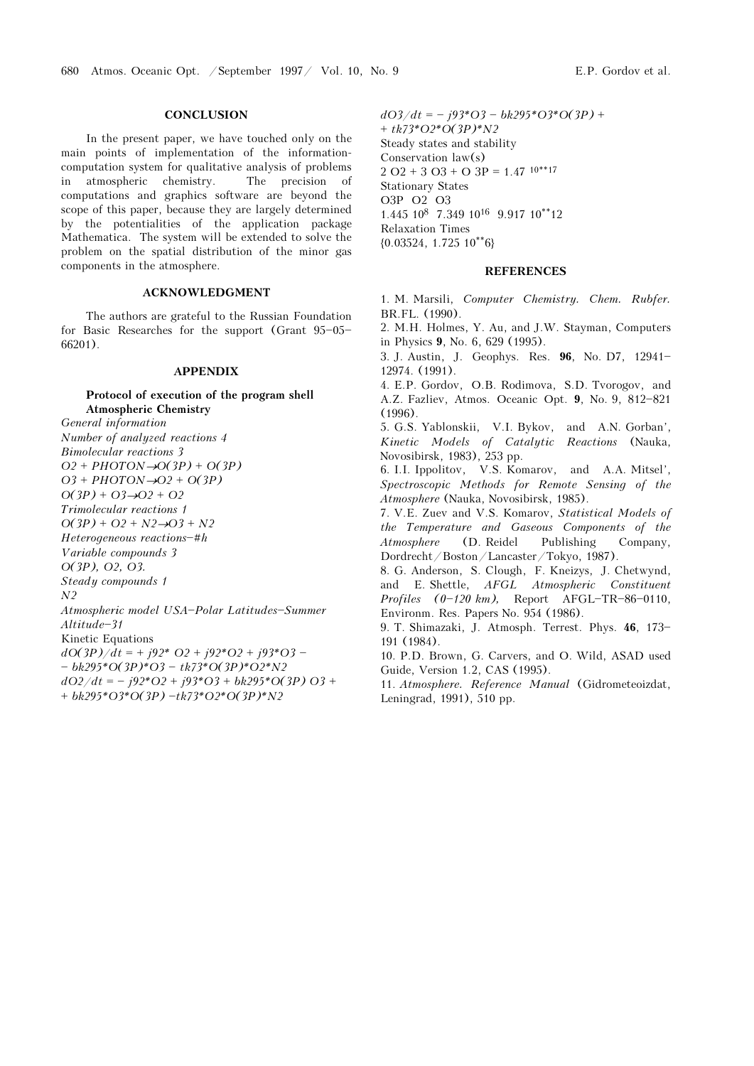## CONCLUSION

In the present paper, we have touched only on the main points of implementation of the information-computation system for qualitative analysis of problems in atmospheric chemistry. The precision of computations and graphics software are beyond the scope of this paper, because they are largely determined by the potentialities of the application package Mathematica. The system will be extended to solve the problem on the spatial distribution of the minor gas components in the atmosphere.

## ACKNOWLEDGMENT

The authors are grateful to the Russian Foundation for Basic Researches for the support (Grant 95–05–66201).

## APPENDIX

**Protocol of execution of the program shell Atmospheric Chemistry**

*General information*
*Number of analyzed reactions 4*
*Bimolecular reactions 3*
*O2 + PHOTON→O(3P) + O(3P)*
*O3 + PHOTON→O2 + O(3P)*
*O(3P) + O3→O2 + O2*
*Trimolecular reactions 1*
*O(3P) + O2 + N2→O3 + N2*
*Heterogeneous reactions–#h*
*Variable compounds 3*
*O(3P), O2, O3.*
*Steady compounds 1*
*N2*
*Atmospheric model USA–Polar Latitudes–Summer*
*Altitude–31*
Kinetic Equations
*dO(3P)/dt = + j92\* O2 + j92\*O2 + j93\*O3 –*
*– bk295\*O(3P)\*O3 – tk73\*O(3P)\*O2\*N2*
*dO2/dt = – j92\*O2 + j93\*O3 + bk295\*O(3P) O3 +*
*+ bk295\*O3\*O(3P) –tk73\*O2\*O(3P)\*N2*
*dO3/dt = – j93\*O3 – bk295\*O3\*O(3P) +*
*+ tk73\*O2\*O(3P)\*N2*
Steady states and stability
Conservation law(s)
2 O2 + 3 O3 + O 3P = 1.47 $10^{**17}$
Stationary States
O3P O2 O3
1.445 $10^8$ 7.349 $10^{16}$ 9.917 $10^{**}$12
Relaxation Times
{0.03524, 1.725 $10^{**}$6}

## REFERENCES

1. M. Marsili, *Computer Chemistry. Chem. Rubfer.* BR.FL. (1990).
2. M.H. Holmes, Y. Au, and J.W. Stayman, Computers in Physics **9**, No. 6, 629 (1995).
3. J. Austin, J. Geophys. Res. **96**, No. D7, 12941–12974. (1991).
4. E.P. Gordov, O.B. Rodimova, S.D. Tvorogov, and A.Z. Fazliev, Atmos. Oceanic Opt. **9**, No. 9, 812–821 (1996).
5. G.S. Yablonskii, V.I. Bykov, and A.N. Gorban', *Kinetic Models of Catalytic Reactions* (Nauka, Novosibirsk, 1983), 253 pp.
6. I.I. Ippolitov, V.S. Komarov, and A.A. Mitsel', *Spectroscopic Methods for Remote Sensing of the Atmosphere* (Nauka, Novosibirsk, 1985).
7. V.E. Zuev and V.S. Komarov, *Statistical Models of the Temperature and Gaseous Components of the Atmosphere* (D. Reidel Publishing Company, Dordrecht/Boston/Lancaster/Tokyo, 1987).
8. G. Anderson, S. Clough, F. Kneizys, J. Chetwynd, and E. Shettle, *AFGL Atmospheric Constituent Profiles (0–120 km),* Report AFGL–TR–86–0110, Environm. Res. Papers No. 954 (1986).
9. T. Shimazaki, J. Atmosph. Terrest. Phys. **46**, 173–191 (1984).
10. P.D. Brown, G. Carvers, and O. Wild, ASAD used Guide, Version 1.2, CAS (1995).
11. *Atmosphere. Reference Manual* (Gidrometeoizdat, Leningrad, 1991), 510 pp.